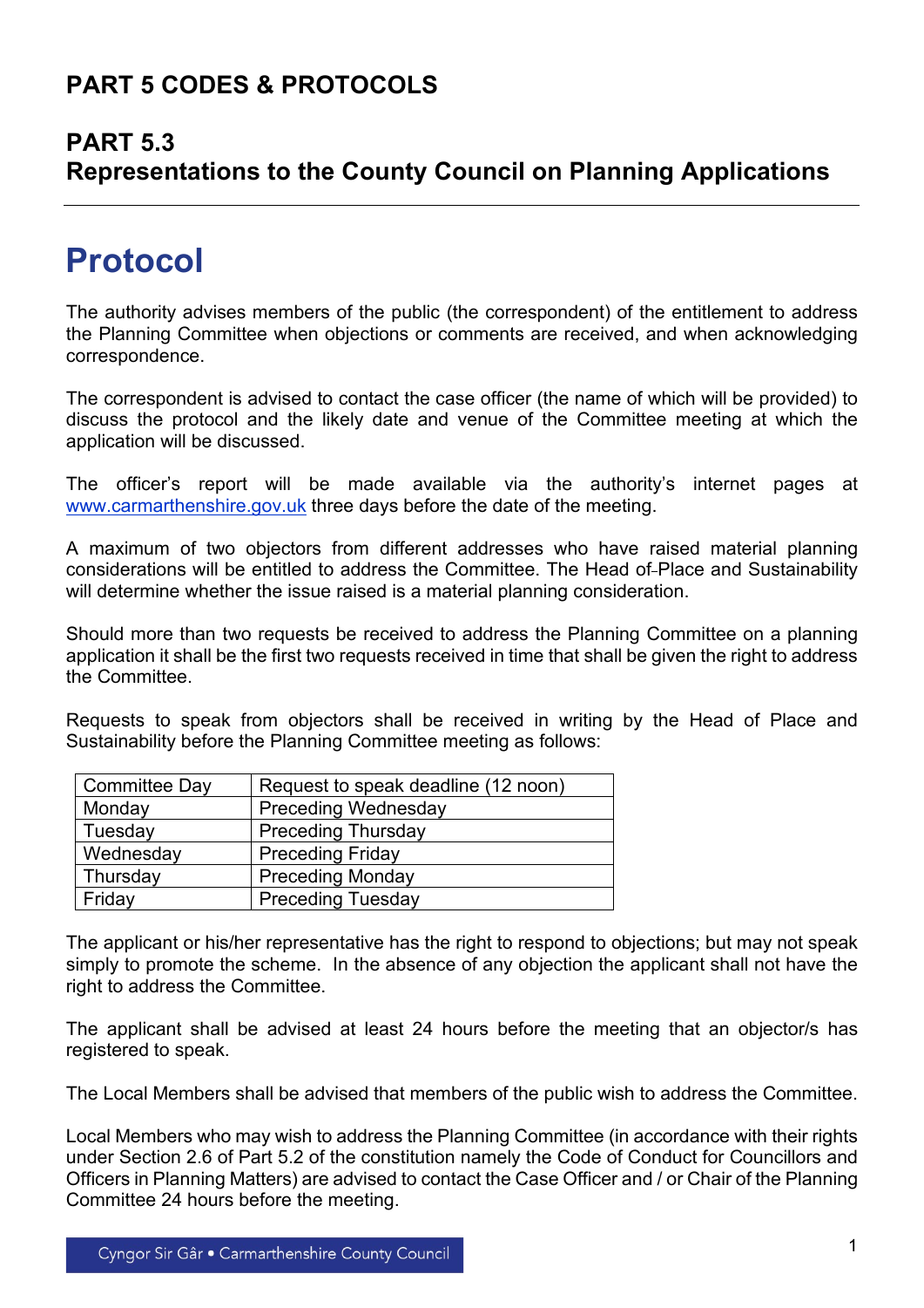## PART 5 CODES & PROTOCOLS

## PART 5.3
## Representations to the County Council on Planning Applications

# Protocol

The authority advises members of the public (the correspondent) of the entitlement to address the Planning Committee when objections or comments are received, and when acknowledging correspondence.

The correspondent is advised to contact the case officer (the name of which will be provided) to discuss the protocol and the likely date and venue of the Committee meeting at which the application will be discussed.

The officer's report will be made available via the authority's internet pages at www.carmarthenshire.gov.uk three days before the date of the meeting.

A maximum of two objectors from different addresses who have raised material planning considerations will be entitled to address the Committee. The Head of Place and Sustainability will determine whether the issue raised is a material planning consideration.

Should more than two requests be received to address the Planning Committee on a planning application it shall be the first two requests received in time that shall be given the right to address the Committee.

Requests to speak from objectors shall be received in writing by the Head of Place and Sustainability before the Planning Committee meeting as follows:

| Committee Day | Request to speak deadline (12 noon) |
|---|---|
| Monday | Preceding Wednesday |
| Tuesday | Preceding Thursday |
| Wednesday | Preceding Friday |
| Thursday | Preceding Monday |
| Friday | Preceding Tuesday |

The applicant or his/her representative has the right to respond to objections; but may not speak simply to promote the scheme. In the absence of any objection the applicant shall not have the right to address the Committee.

The applicant shall be advised at least 24 hours before the meeting that an objector/s has registered to speak.

The Local Members shall be advised that members of the public wish to address the Committee.

Local Members who may wish to address the Planning Committee (in accordance with their rights under Section 2.6 of Part 5.2 of the constitution namely the Code of Conduct for Councillors and Officers in Planning Matters) are advised to contact the Case Officer and / or Chair of the Planning Committee 24 hours before the meeting.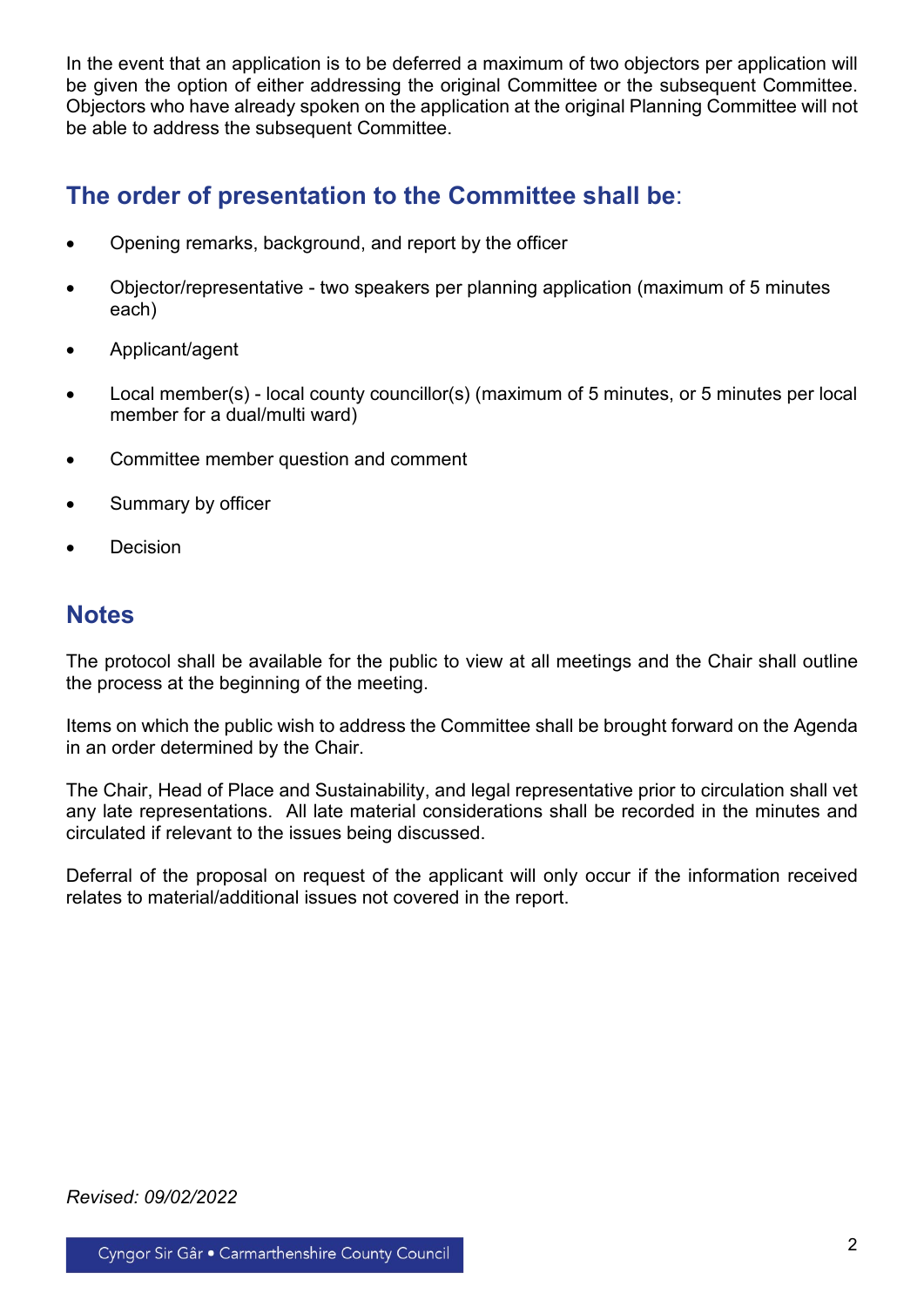In the event that an application is to be deferred a maximum of two objectors per application will be given the option of either addressing the original Committee or the subsequent Committee. Objectors who have already spoken on the application at the original Planning Committee will not be able to address the subsequent Committee.

## The order of presentation to the Committee shall be:

- Opening remarks, background, and report by the officer
- Objector/representative - two speakers per planning application (maximum of 5 minutes each)
- Applicant/agent
- Local member(s) - local county councillor(s) (maximum of 5 minutes, or 5 minutes per local member for a dual/multi ward)
- Committee member question and comment
- Summary by officer
- Decision

## Notes

The protocol shall be available for the public to view at all meetings and the Chair shall outline the process at the beginning of the meeting.

Items on which the public wish to address the Committee shall be brought forward on the Agenda in an order determined by the Chair.

The Chair, Head of Place and Sustainability, and legal representative prior to circulation shall vet any late representations. All late material considerations shall be recorded in the minutes and circulated if relevant to the issues being discussed.

Deferral of the proposal on request of the applicant will only occur if the information received relates to material/additional issues not covered in the report.

*Revised: 09/02/2022*